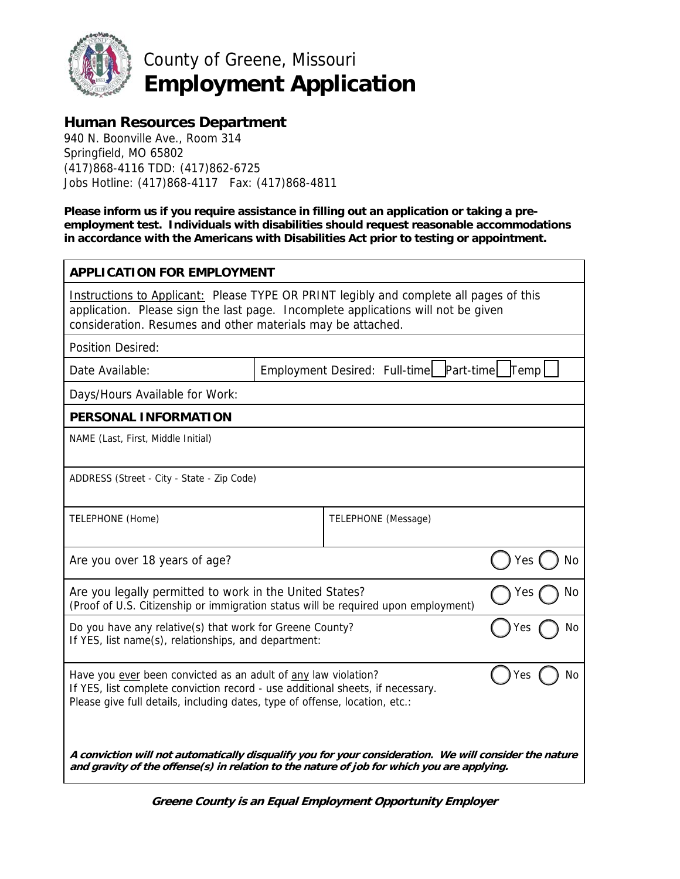# County of Greene, Missouri
# **Employment Application**

## Human Resources Department

940 N. Boonville Ave., Room 314
Springfield, MO 65802
(417)868-4116 TDD: (417)862-6725
Jobs Hotline: (417)868-4117 Fax: (417)868-4811

**Please inform us if you require assistance in filling out an application or taking a pre-employment test. Individuals with disabilities should request reasonable accommodations in accordance with the Americans with Disabilities Act prior to testing or appointment.**

| **APPLICATION FOR EMPLOYMENT** | |
|---|---|
| Instructions to Applicant: Please TYPE OR PRINT legibly and complete all pages of this application. Please sign the last page. Incomplete applications will not be given consideration. Resumes and other materials may be attached. | |
| Position Desired: | |
| Date Available: | Employment Desired: Full-time ☐ Part-time ☐ Temp ☐ |
| Days/Hours Available for Work: | |
| **PERSONAL INFORMATION** | |
| NAME (Last, First, Middle Initial) | |
| ADDRESS (Street - City - State - Zip Code) | |
| TELEPHONE (Home) | TELEPHONE (Message) |
| Are you over 18 years of age? | ◯ Yes ◯ No |
| Are you legally permitted to work in the United States? (Proof of U.S. Citizenship or immigration status will be required upon employment) | ◯ Yes ◯ No |
| Do you have any relative(s) that work for Greene County? If YES, list name(s), relationships, and department: | ◯ Yes ◯ No |
| Have you ever been convicted as an adult of any law violation? If YES, list complete conviction record - use additional sheets, if necessary. Please give full details, including dates, type of offense, location, etc.: | ◯ Yes ◯ No |
| ***A conviction will not automatically disqualify you for your consideration. We will consider the nature and gravity of the offense(s) in relation to the nature of job for which you are applying.*** | |

***Greene County is an Equal Employment Opportunity Employer***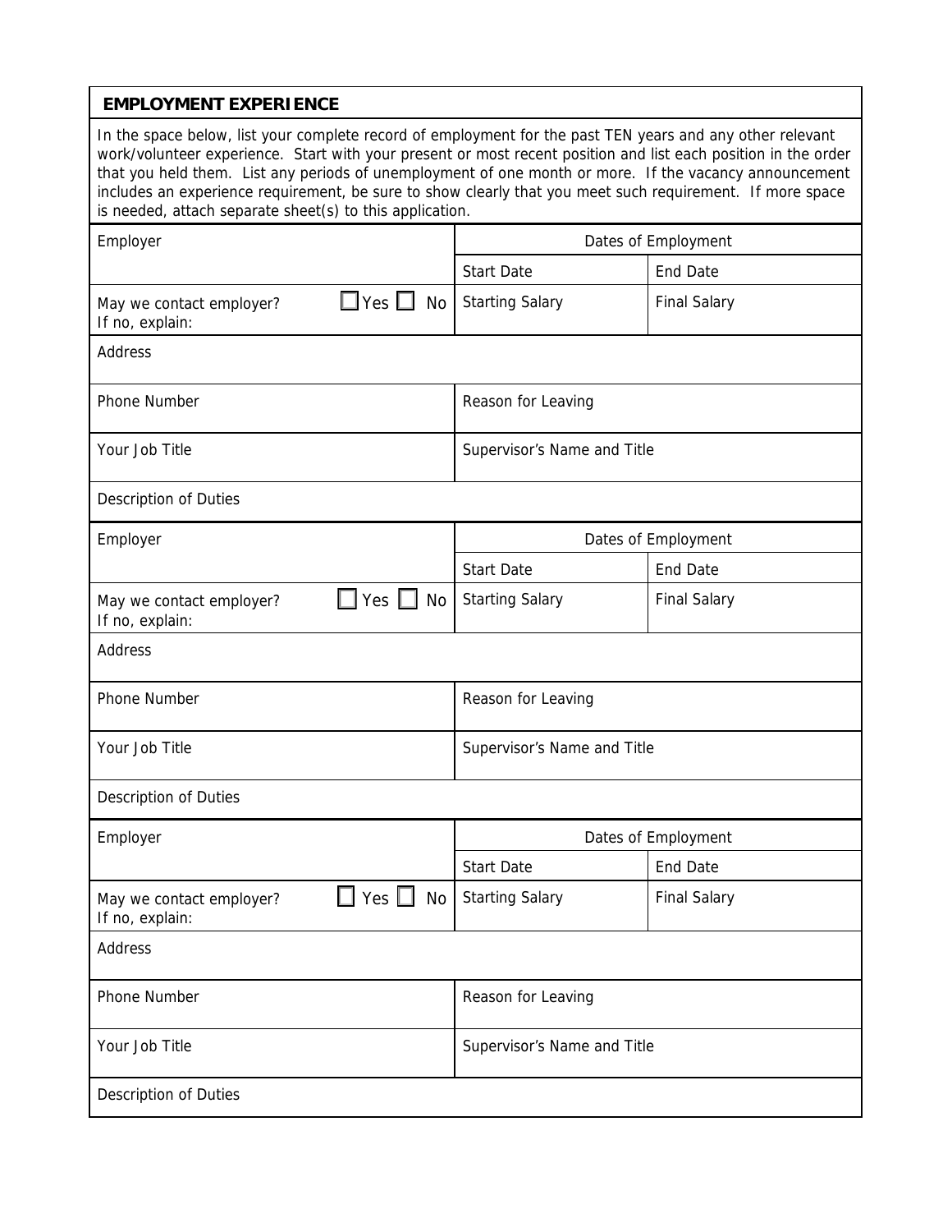## EMPLOYMENT EXPERIENCE

In the space below, list your complete record of employment for the past TEN years and any other relevant work/volunteer experience. Start with your present or most recent position and list each position in the order that you held them. List any periods of unemployment of one month or more. If the vacancy announcement includes an experience requirement, be sure to show clearly that you meet such requirement. If more space is needed, attach separate sheet(s) to this application.

| Employer | Dates of Employment | |
|---|---|---|
| | Start Date | End Date |
| May we contact employer? ☐ Yes ☐ No<br>If no, explain: | Starting Salary | Final Salary |
| Address | | |
| Phone Number | Reason for Leaving | |
| Your Job Title | Supervisor's Name and Title | |
| Description of Duties | | |

| Employer | Dates of Employment | |
|---|---|---|
| | Start Date | End Date |
| May we contact employer? ☐ Yes ☐ No<br>If no, explain: | Starting Salary | Final Salary |
| Address | | |
| Phone Number | Reason for Leaving | |
| Your Job Title | Supervisor's Name and Title | |
| Description of Duties | | |

| Employer | Dates of Employment | |
|---|---|---|
| | Start Date | End Date |
| May we contact employer? ☐ Yes ☐ No<br>If no, explain: | Starting Salary | Final Salary |
| Address | | |
| Phone Number | Reason for Leaving | |
| Your Job Title | Supervisor's Name and Title | |
| Description of Duties | | |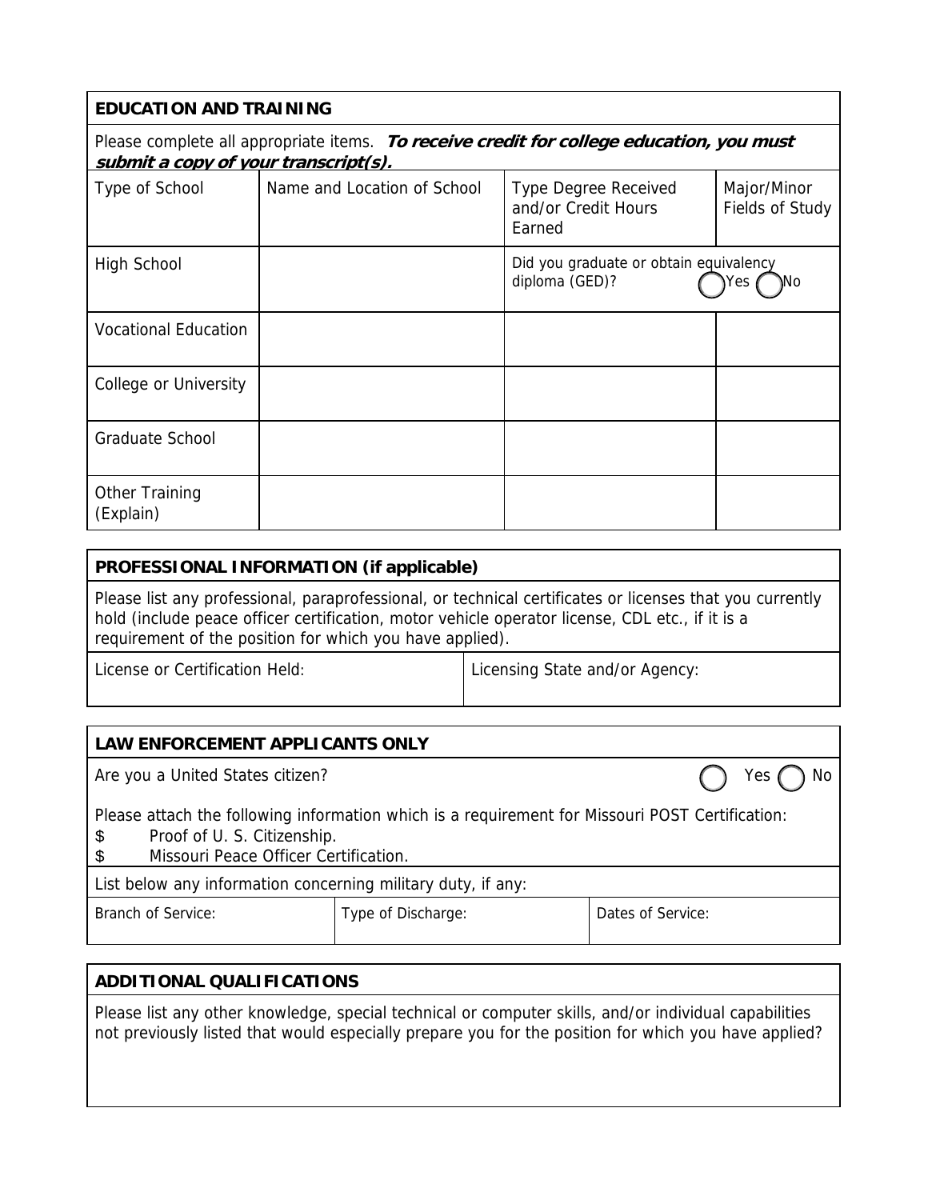## EDUCATION AND TRAINING

Please complete all appropriate items. ***To receive credit for college education, you must submit a copy of your transcript(s).***

| Type of School | Name and Location of School | Type Degree Received and/or Credit Hours Earned | Major/Minor Fields of Study |
|---|---|---|---|
| High School | | Did you graduate or obtain equivalency diploma (GED)? ◯ Yes ◯ No | |
| Vocational Education | | | |
| College or University | | | |
| Graduate School | | | |
| Other Training (Explain) | | | |

## PROFESSIONAL INFORMATION (if applicable)

Please list any professional, paraprofessional, or technical certificates or licenses that you currently hold (include peace officer certification, motor vehicle operator license, CDL etc., if it is a requirement of the position for which you have applied).

| License or Certification Held: | Licensing State and/or Agency: |
|---|---|
| | |

## LAW ENFORCEMENT APPLICANTS ONLY

Are you a United States citizen? ◯ Yes ◯ No

Please attach the following information which is a requirement for Missouri POST Certification:

$ Proof of U. S. Citizenship.
$ Missouri Peace Officer Certification.

List below any information concerning military duty, if any:

| Branch of Service: | Type of Discharge: | Dates of Service: |
|---|---|---|
| | | |

## ADDITIONAL QUALIFICATIONS

Please list any other knowledge, special technical or computer skills, and/or individual capabilities not previously listed that would especially prepare you for the position for which you have applied?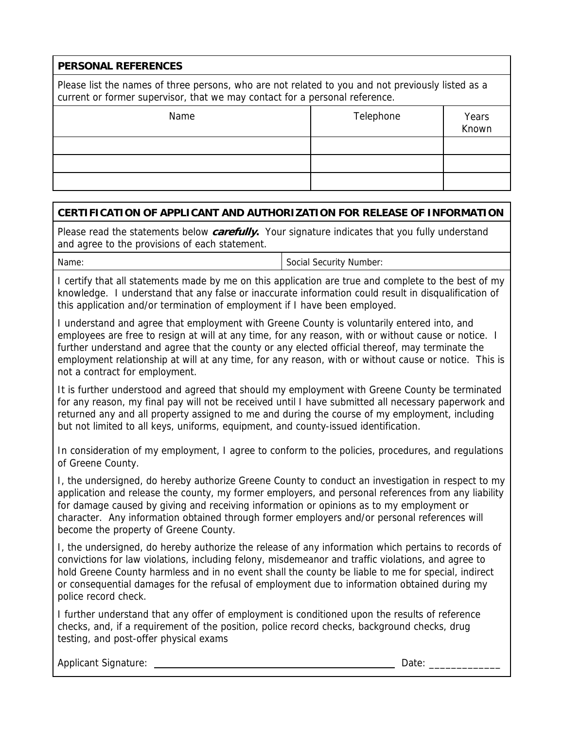## PERSONAL REFERENCES

Please list the names of three persons, who are not related to you and not previously listed as a current or former supervisor, that we may contact for a personal reference.

| Name | Telephone | Years Known |
|---|---|---|
| | | |
| | | |
| | | |

## CERTIFICATION OF APPLICANT AND AUTHORIZATION FOR RELEASE OF INFORMATION

Please read the statements below ***carefully.*** Your signature indicates that you fully understand and agree to the provisions of each statement.

| Name: | Social Security Number: |
|---|---|

I certify that all statements made by me on this application are true and complete to the best of my knowledge. I understand that any false or inaccurate information could result in disqualification of this application and/or termination of employment if I have been employed.

I understand and agree that employment with Greene County is voluntarily entered into, and employees are free to resign at will at any time, for any reason, with or without cause or notice. I further understand and agree that the county or any elected official thereof, may terminate the employment relationship at will at any time, for any reason, with or without cause or notice. This is not a contract for employment.

It is further understood and agreed that should my employment with Greene County be terminated for any reason, my final pay will not be received until I have submitted all necessary paperwork and returned any and all property assigned to me and during the course of my employment, including but not limited to all keys, uniforms, equipment, and county-issued identification.

In consideration of my employment, I agree to conform to the policies, procedures, and regulations of Greene County.

I, the undersigned, do hereby authorize Greene County to conduct an investigation in respect to my application and release the county, my former employers, and personal references from any liability for damage caused by giving and receiving information or opinions as to my employment or character. Any information obtained through former employers and/or personal references will become the property of Greene County.

I, the undersigned, do hereby authorize the release of any information which pertains to records of convictions for law violations, including felony, misdemeanor and traffic violations, and agree to hold Greene County harmless and in no event shall the county be liable to me for special, indirect or consequential damages for the refusal of employment due to information obtained during my police record check.

I further understand that any offer of employment is conditioned upon the results of reference checks, and, if a requirement of the position, police record checks, background checks, drug testing, and post-offer physical exams

Applicant Signature: ______________________________ Date: _____________